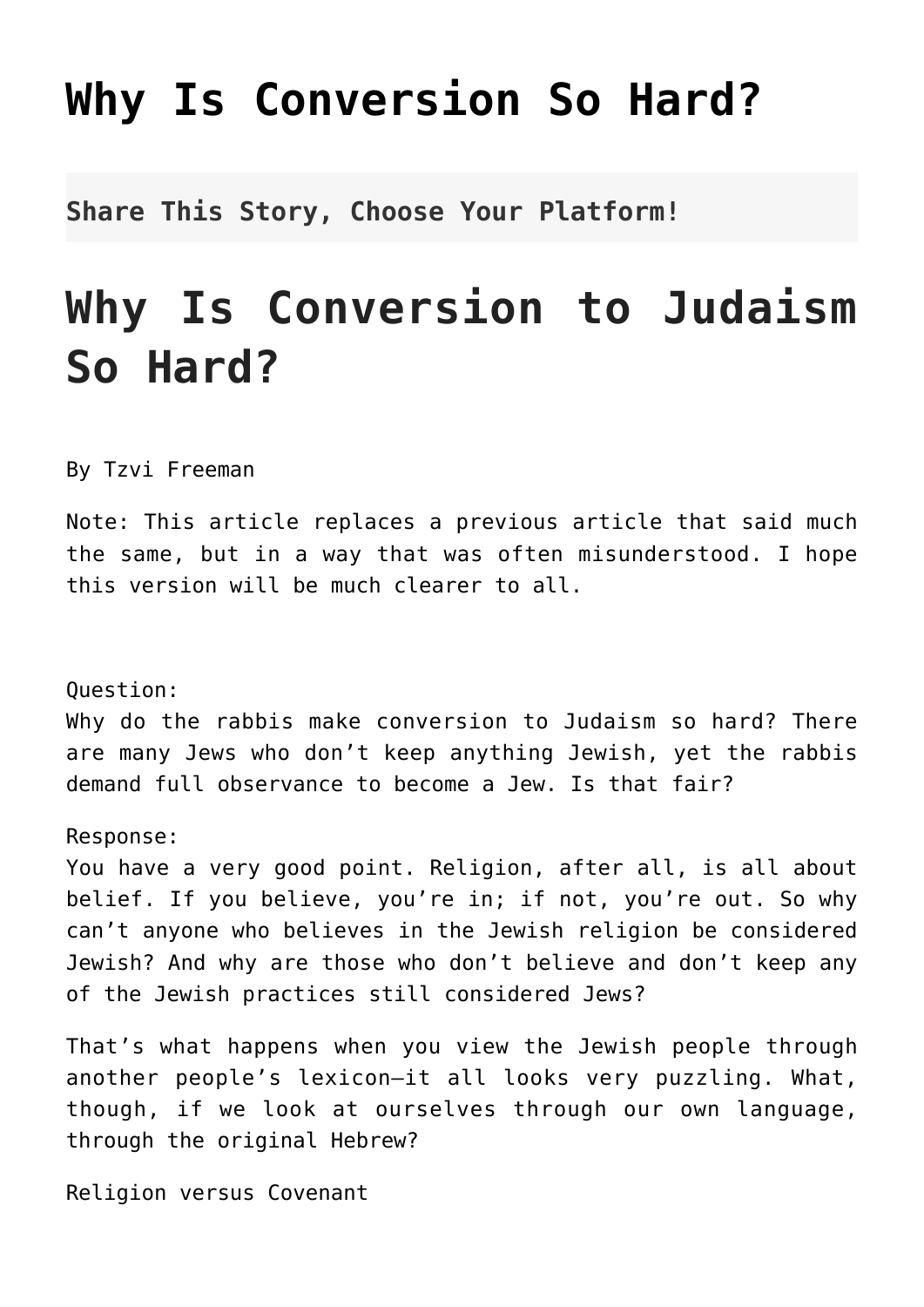# Why Is Conversion So Hard?

**Share This Story, Choose Your Platform!**

# Why Is Conversion to Judaism So Hard?

By Tzvi Freeman

Note: This article replaces a previous article that said much the same, but in a way that was often misunderstood. I hope this version will be much clearer to all.

Question:
Why do the rabbis make conversion to Judaism so hard? There are many Jews who don't keep anything Jewish, yet the rabbis demand full observance to become a Jew. Is that fair?

Response:
You have a very good point. Religion, after all, is all about belief. If you believe, you're in; if not, you're out. So why can't anyone who believes in the Jewish religion be considered Jewish? And why are those who don't believe and don't keep any of the Jewish practices still considered Jews?

That's what happens when you view the Jewish people through another people's lexicon—it all looks very puzzling. What, though, if we look at ourselves through our own language, through the original Hebrew?

Religion versus Covenant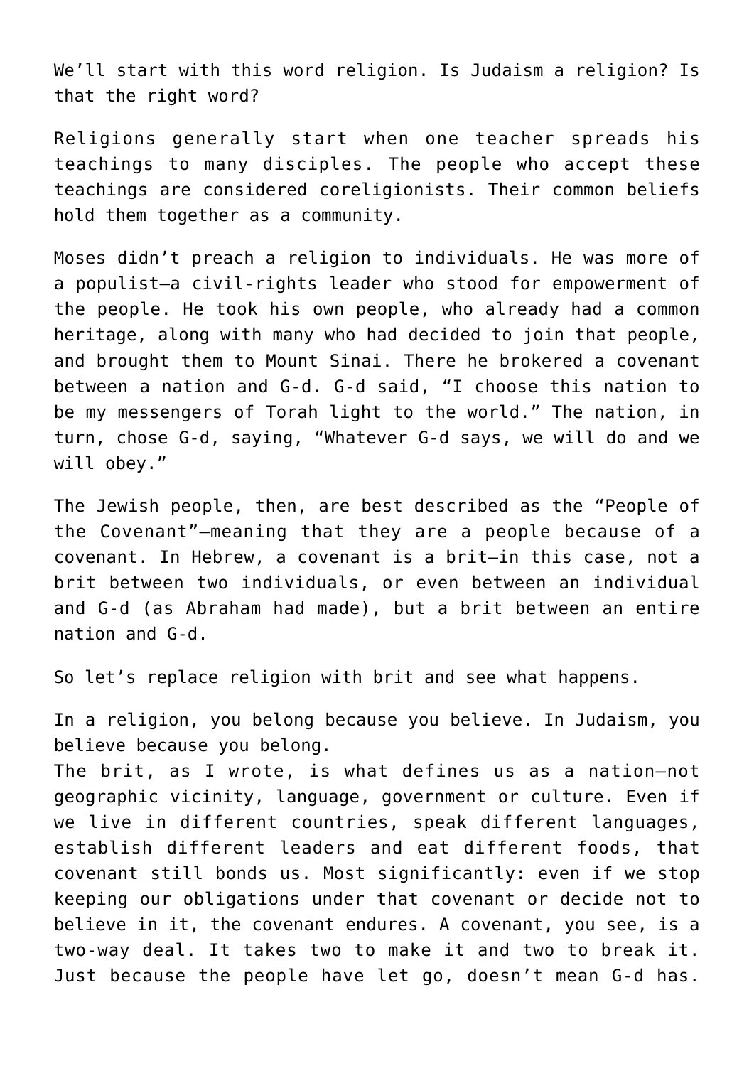We'll start with this word religion. Is Judaism a religion? Is that the right word?

Religions generally start when one teacher spreads his teachings to many disciples. The people who accept these teachings are considered coreligionists. Their common beliefs hold them together as a community.

Moses didn't preach a religion to individuals. He was more of a populist—a civil-rights leader who stood for empowerment of the people. He took his own people, who already had a common heritage, along with many who had decided to join that people, and brought them to Mount Sinai. There he brokered a covenant between a nation and G-d. G-d said, "I choose this nation to be my messengers of Torah light to the world." The nation, in turn, chose G-d, saying, "Whatever G-d says, we will do and we will obey."

The Jewish people, then, are best described as the "People of the Covenant"—meaning that they are a people because of a covenant. In Hebrew, a covenant is a brit—in this case, not a brit between two individuals, or even between an individual and G-d (as Abraham had made), but a brit between an entire nation and G-d.

So let's replace religion with brit and see what happens.

In a religion, you belong because you believe. In Judaism, you believe because you belong.
The brit, as I wrote, is what defines us as a nation—not geographic vicinity, language, government or culture. Even if we live in different countries, speak different languages, establish different leaders and eat different foods, that covenant still bonds us. Most significantly: even if we stop keeping our obligations under that covenant or decide not to believe in it, the covenant endures. A covenant, you see, is a two-way deal. It takes two to make it and two to break it. Just because the people have let go, doesn't mean G-d has.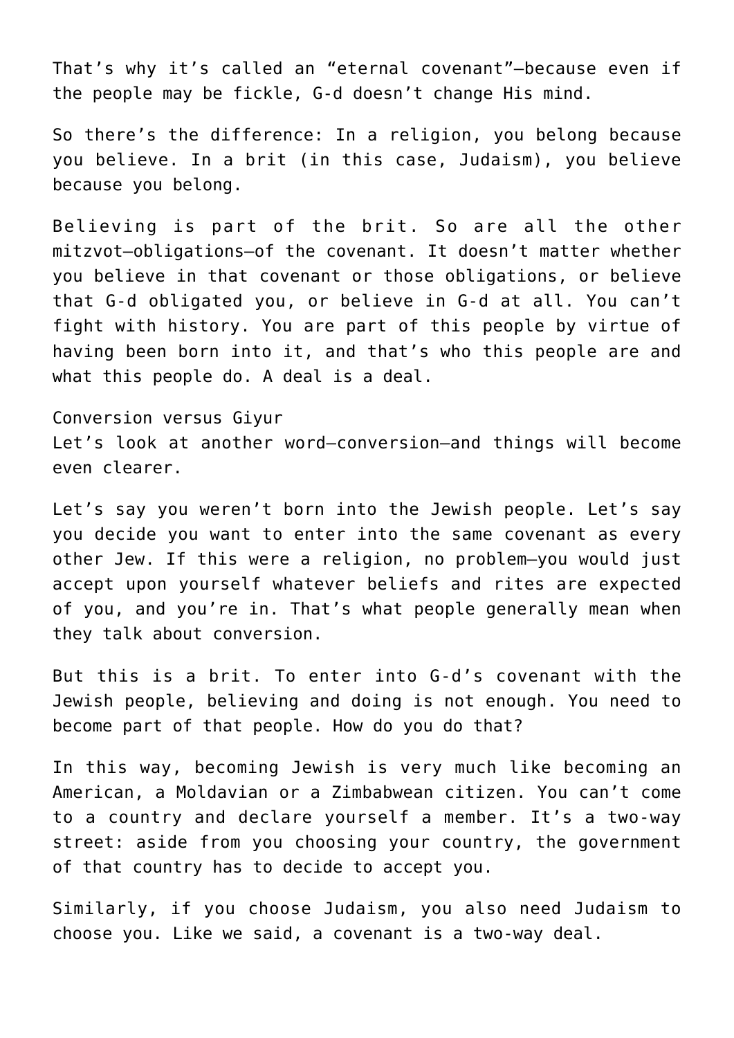That's why it's called an "eternal covenant"—because even if the people may be fickle, G-d doesn't change His mind.

So there's the difference: In a religion, you belong because you believe. In a brit (in this case, Judaism), you believe because you belong.

Believing is part of the brit. So are all the other mitzvot—obligations—of the covenant. It doesn't matter whether you believe in that covenant or those obligations, or believe that G-d obligated you, or believe in G-d at all. You can't fight with history. You are part of this people by virtue of having been born into it, and that's who this people are and what this people do. A deal is a deal.

## Conversion versus Giyur

Let's look at another word—conversion—and things will become even clearer.

Let's say you weren't born into the Jewish people. Let's say you decide you want to enter into the same covenant as every other Jew. If this were a religion, no problem—you would just accept upon yourself whatever beliefs and rites are expected of you, and you're in. That's what people generally mean when they talk about conversion.

But this is a brit. To enter into G-d's covenant with the Jewish people, believing and doing is not enough. You need to become part of that people. How do you do that?

In this way, becoming Jewish is very much like becoming an American, a Moldavian or a Zimbabwean citizen. You can't come to a country and declare yourself a member. It's a two-way street: aside from you choosing your country, the government of that country has to decide to accept you.

Similarly, if you choose Judaism, you also need Judaism to choose you. Like we said, a covenant is a two-way deal.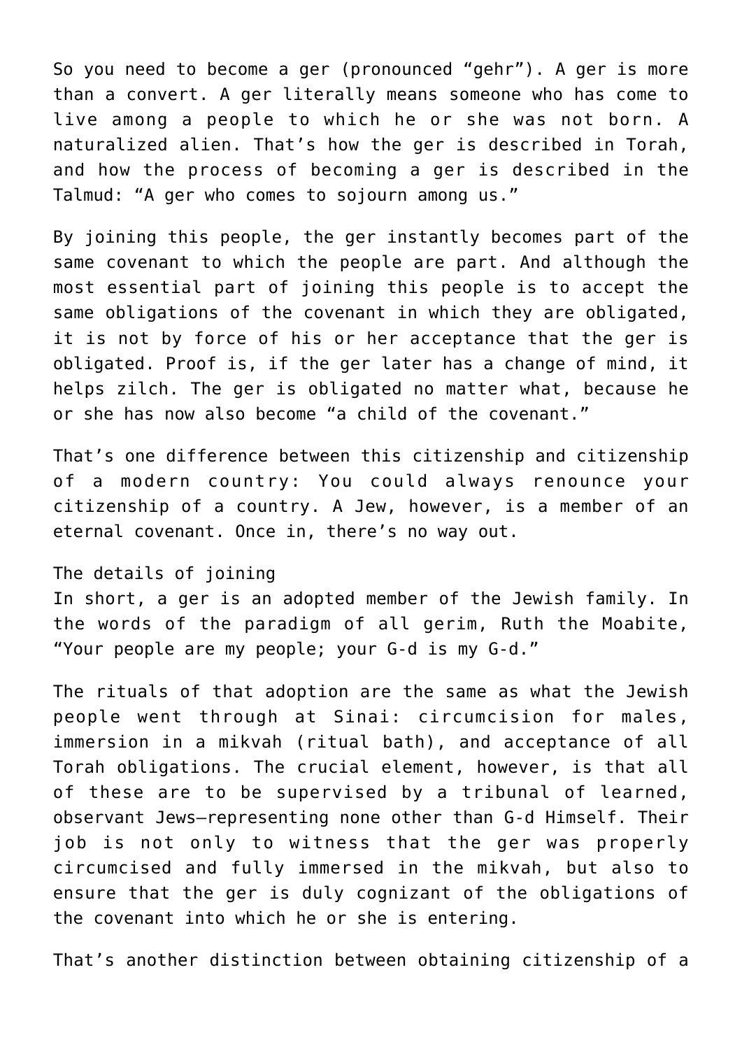So you need to become a ger (pronounced “gehr”). A ger is more than a convert. A ger literally means someone who has come to live among a people to which he or she was not born. A naturalized alien. That’s how the ger is described in Torah, and how the process of becoming a ger is described in the Talmud: “A ger who comes to sojourn among us.”

By joining this people, the ger instantly becomes part of the same covenant to which the people are part. And although the most essential part of joining this people is to accept the same obligations of the covenant in which they are obligated, it is not by force of his or her acceptance that the ger is obligated. Proof is, if the ger later has a change of mind, it helps zilch. The ger is obligated no matter what, because he or she has now also become “a child of the covenant.”

That’s one difference between this citizenship and citizenship of a modern country: You could always renounce your citizenship of a country. A Jew, however, is a member of an eternal covenant. Once in, there’s no way out.

## The details of joining

In short, a ger is an adopted member of the Jewish family. In the words of the paradigm of all gerim, Ruth the Moabite, “Your people are my people; your G-d is my G-d.”

The rituals of that adoption are the same as what the Jewish people went through at Sinai: circumcision for males, immersion in a mikvah (ritual bath), and acceptance of all Torah obligations. The crucial element, however, is that all of these are to be supervised by a tribunal of learned, observant Jews—representing none other than G-d Himself. Their job is not only to witness that the ger was properly circumcised and fully immersed in the mikvah, but also to ensure that the ger is duly cognizant of the obligations of the covenant into which he or she is entering.

That’s another distinction between obtaining citizenship of a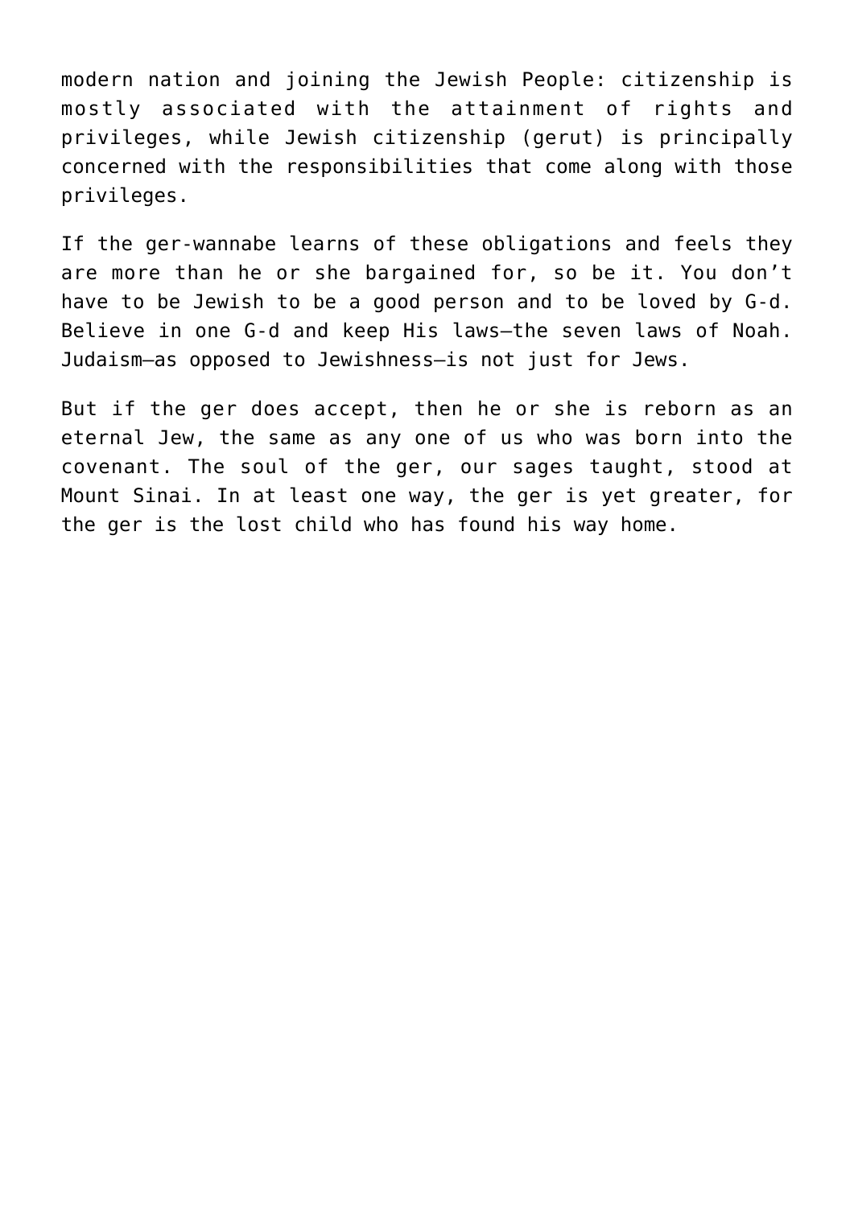modern nation and joining the Jewish People: citizenship is mostly associated with the attainment of rights and privileges, while Jewish citizenship (gerut) is principally concerned with the responsibilities that come along with those privileges.

If the ger-wannabe learns of these obligations and feels they are more than he or she bargained for, so be it. You don't have to be Jewish to be a good person and to be loved by G-d. Believe in one G-d and keep His laws—the seven laws of Noah. Judaism—as opposed to Jewishness—is not just for Jews.

But if the ger does accept, then he or she is reborn as an eternal Jew, the same as any one of us who was born into the covenant. The soul of the ger, our sages taught, stood at Mount Sinai. In at least one way, the ger is yet greater, for the ger is the lost child who has found his way home.